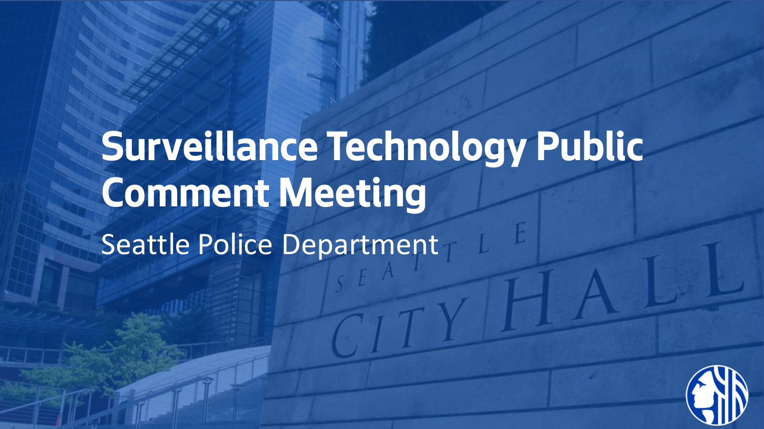# Surveillance Technology Public Comment Meeting

Seattle Police Department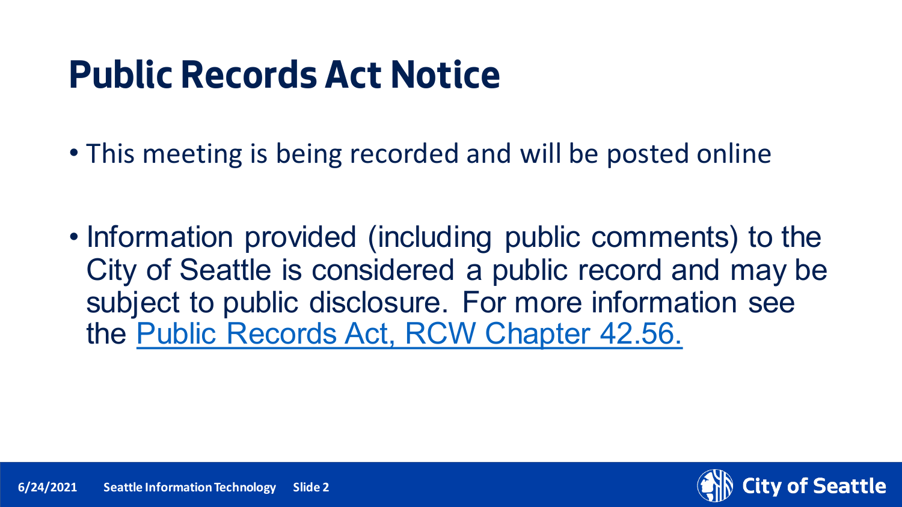# Public Records Act Notice

- This meeting is being recorded and will be posted online

- Information provided (including public comments) to the City of Seattle is considered a public record and may be subject to public disclosure. For more information see the Public Records Act, RCW Chapter 42.56.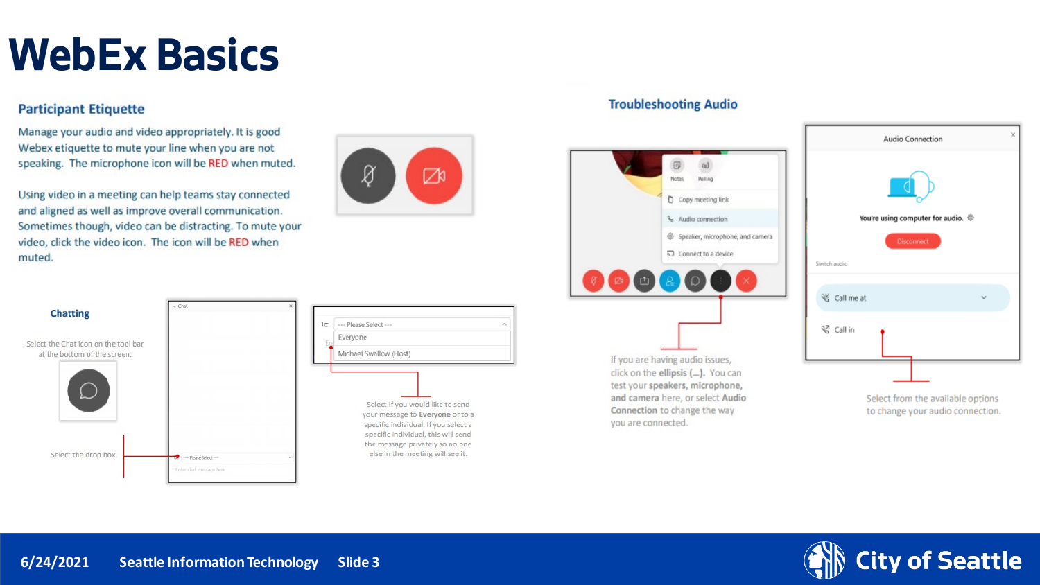# WebEx Basics

## Participant Etiquette

Manage your audio and video appropriately. It is good Webex etiquette to mute your line when you are not speaking. The microphone icon will be RED when muted.

Using video in a meeting can help teams stay connected and aligned as well as improve overall communication. Sometimes though, video can be distracting. To mute your video, click the video icon. The icon will be RED when muted.

### Chatting

Select the Chat icon on the tool bar at the bottom of the screen.

Select the drop box.

Select if you would like to send your message to **Everyone** or to a specific individual. If you select a specific individual, this will send the message privately so no one else in the meeting will see it.

## Troubleshooting Audio

If you are having audio issues, click on the **ellipsis (...)**. You can test your **speakers, microphone, and camera** here, or select **Audio Connection** to change the way you are connected.

Select from the available options to change your audio connection.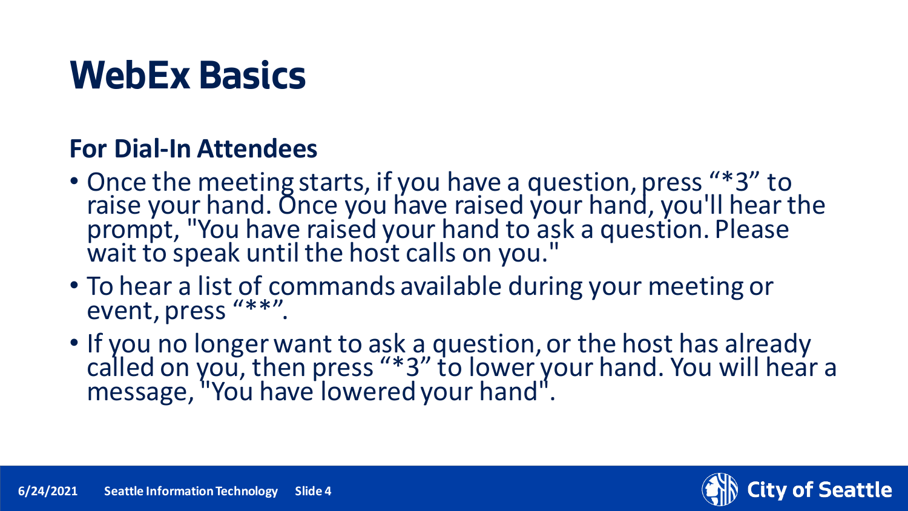# WebEx Basics

## For Dial-In Attendees

- Once the meeting starts, if you have a question, press “*3” to raise your hand. Once you have raised your hand, you'll hear the prompt, "You have raised your hand to ask a question. Please wait to speak until the host calls on you."
- To hear a list of commands available during your meeting or event, press “**”.
- If you no longer want to ask a question, or the host has already called on you, then press “*3” to lower your hand. You will hear a message, "You have lowered your hand".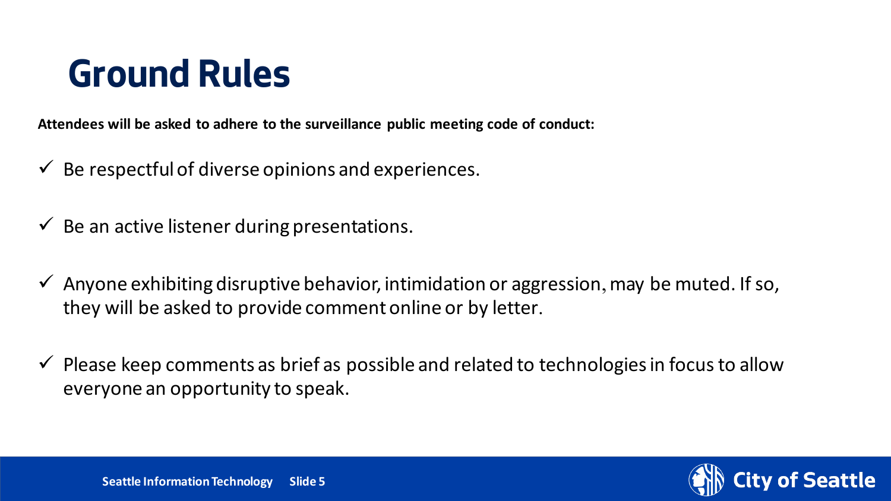# Ground Rules

**Attendees will be asked to adhere to the surveillance public meeting code of conduct:**

- ✓ Be respectful of diverse opinions and experiences.
- ✓ Be an active listener during presentations.
- ✓ Anyone exhibiting disruptive behavior, intimidation or aggression, may be muted. If so, they will be asked to provide comment online or by letter.
- ✓ Please keep comments as brief as possible and related to technologies in focus to allow everyone an opportunity to speak.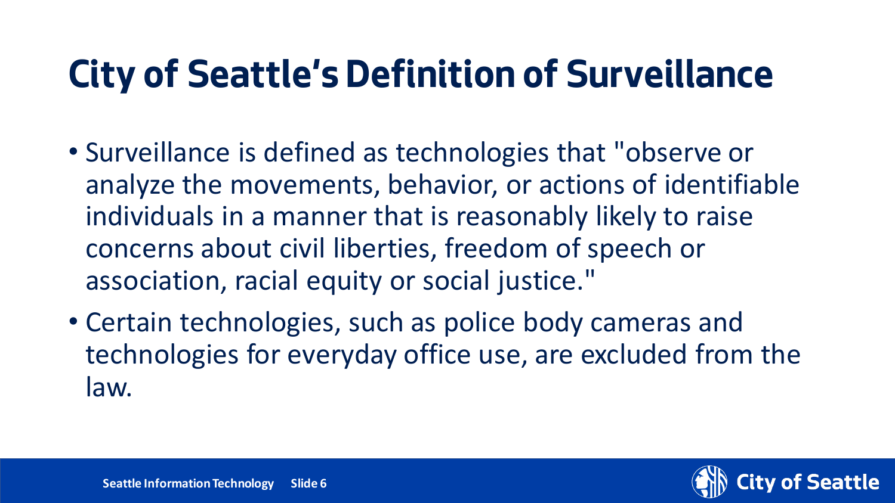# City of Seattle's Definition of Surveillance

- Surveillance is defined as technologies that "observe or analyze the movements, behavior, or actions of identifiable individuals in a manner that is reasonably likely to raise concerns about civil liberties, freedom of speech or association, racial equity or social justice."
- Certain technologies, such as police body cameras and technologies for everyday office use, are excluded from the law.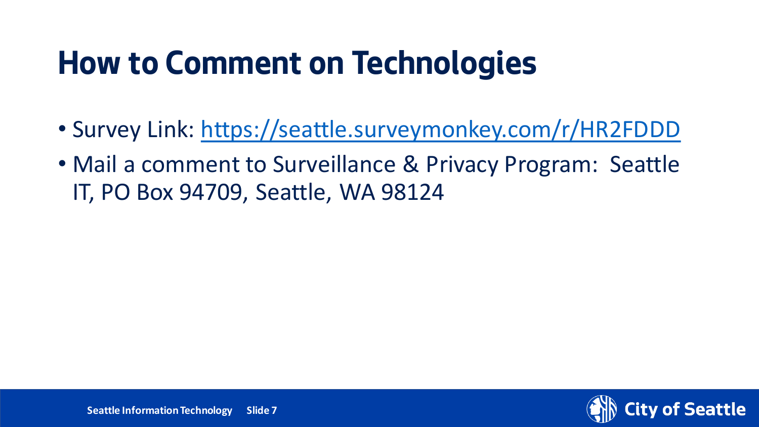# How to Comment on Technologies

- Survey Link: [https://seattle.surveymonkey.com/r/HR2FDDD](https://seattle.surveymonkey.com/r/HR2FDDD)
- Mail a comment to Surveillance & Privacy Program: Seattle IT, PO Box 94709, Seattle, WA 98124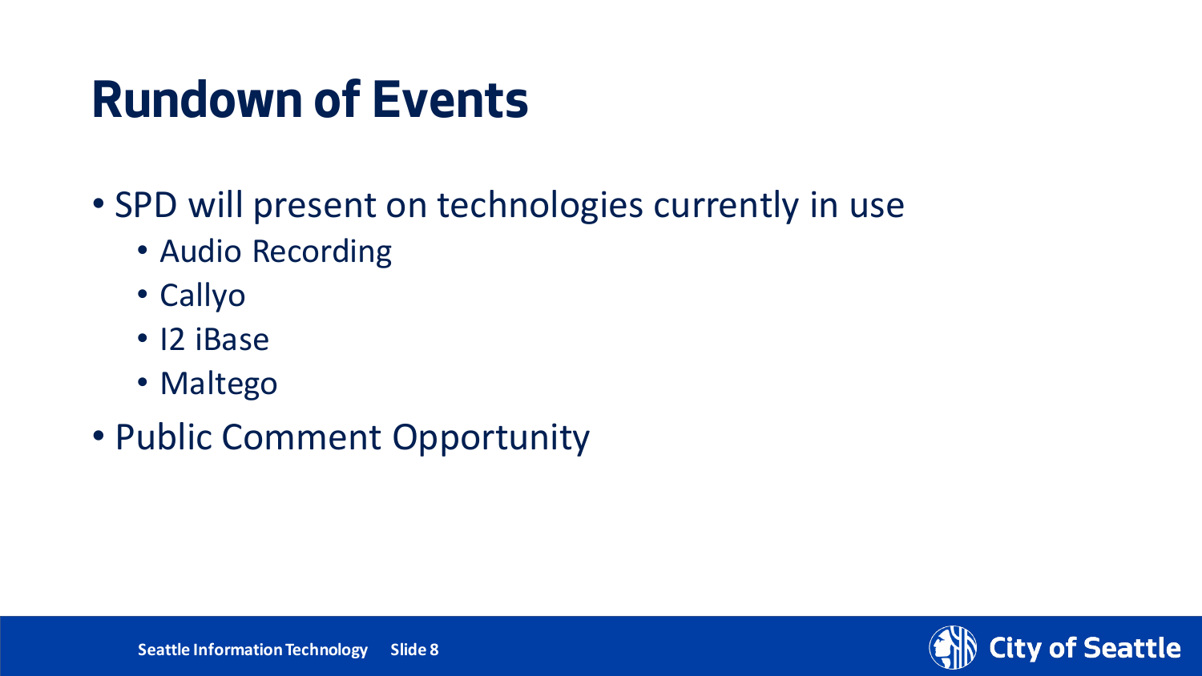# Rundown of Events

- SPD will present on technologies currently in use
  - Audio Recording
  - Callyo
  - I2 iBase
  - Maltego
- Public Comment Opportunity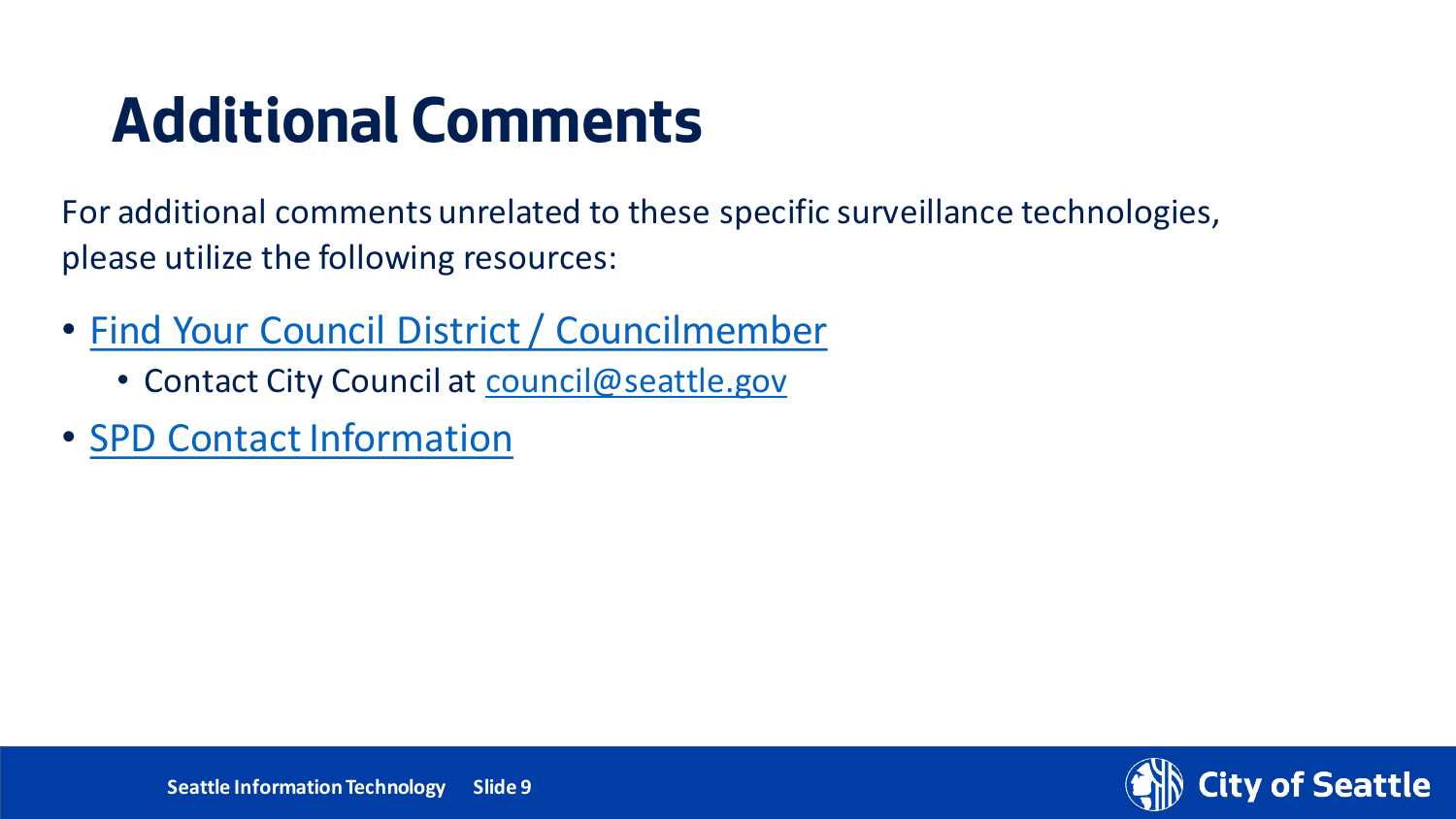# Additional Comments

For additional comments unrelated to these specific surveillance technologies, please utilize the following resources:

- Find Your Council District / Councilmember
  - Contact City Council at council@seattle.gov
- SPD Contact Information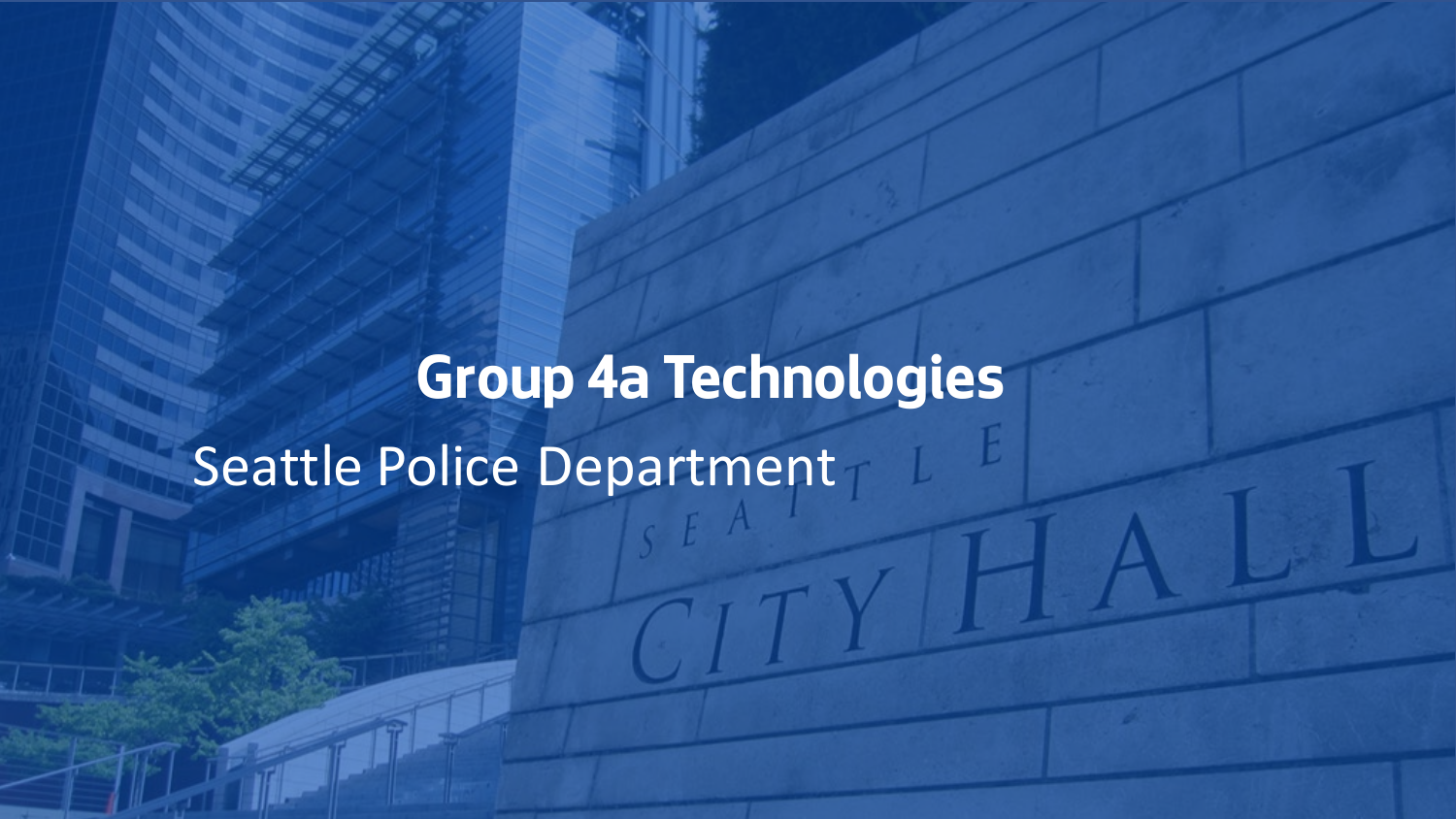# Group 4a Technologies

Seattle Police Department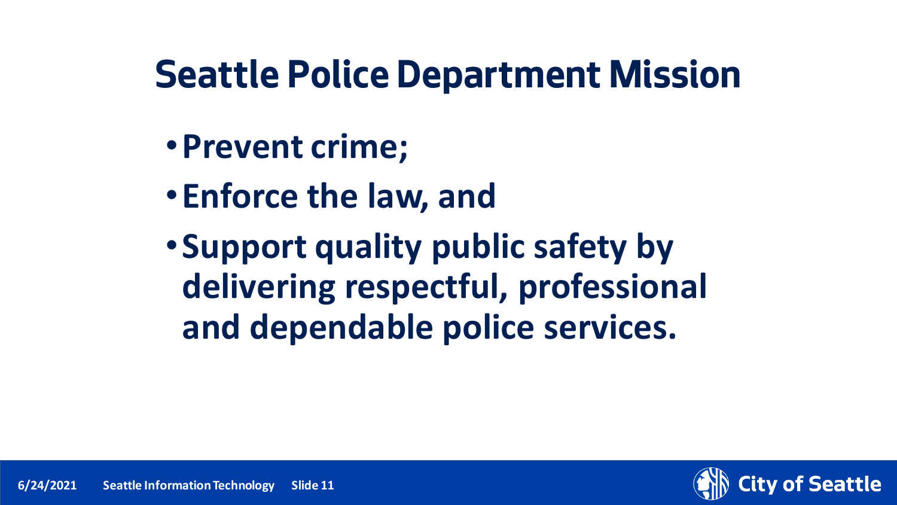# Seattle Police Department Mission

- **Prevent crime;**
- **Enforce the law, and**
- **Support quality public safety by delivering respectful, professional and dependable police services.**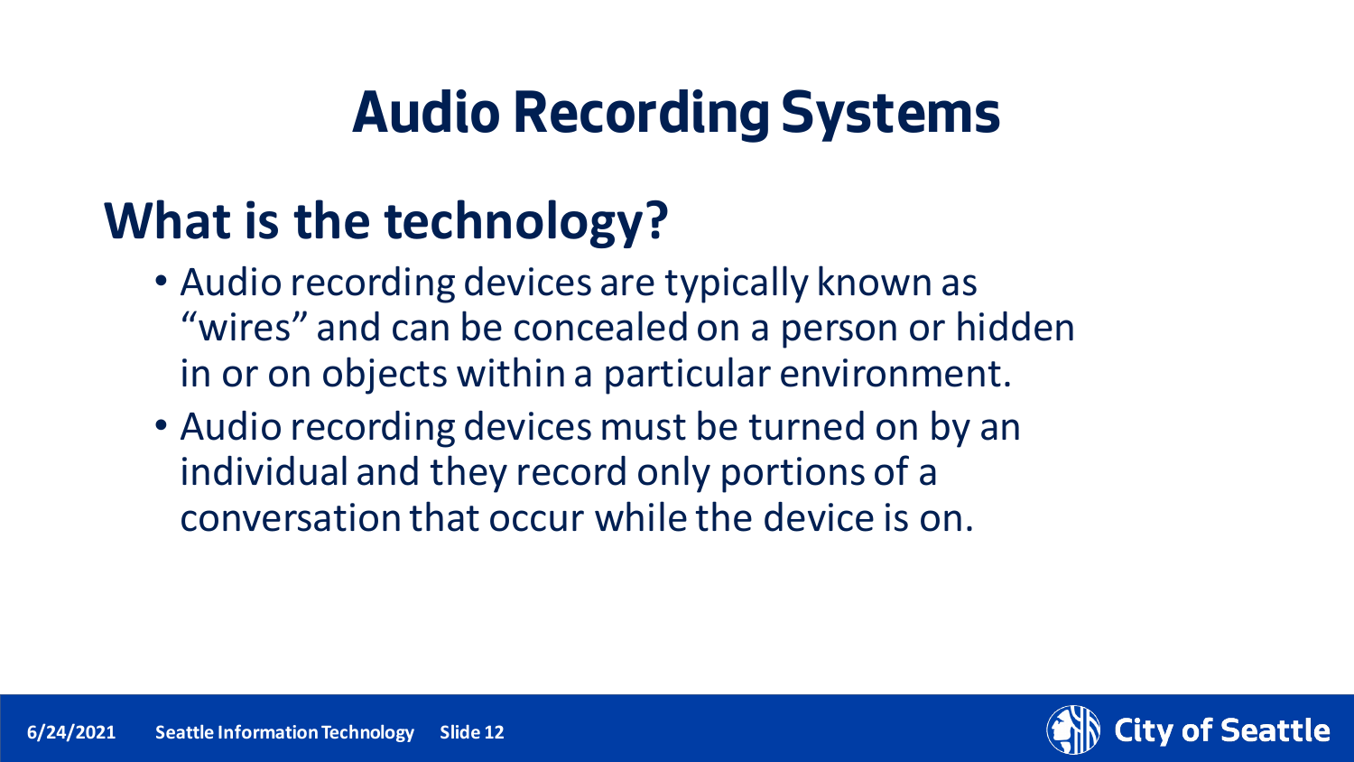# Audio Recording Systems

## What is the technology?

- Audio recording devices are typically known as "wires" and can be concealed on a person or hidden in or on objects within a particular environment.
- Audio recording devices must be turned on by an individual and they record only portions of a conversation that occur while the device is on.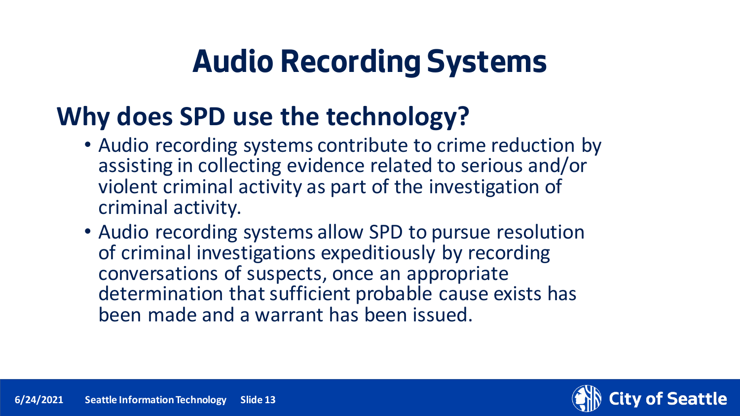# Audio Recording Systems

## Why does SPD use the technology?

- Audio recording systems contribute to crime reduction by assisting in collecting evidence related to serious and/or violent criminal activity as part of the investigation of criminal activity.
- Audio recording systems allow SPD to pursue resolution of criminal investigations expeditiously by recording conversations of suspects, once an appropriate determination that sufficient probable cause exists has been made and a warrant has been issued.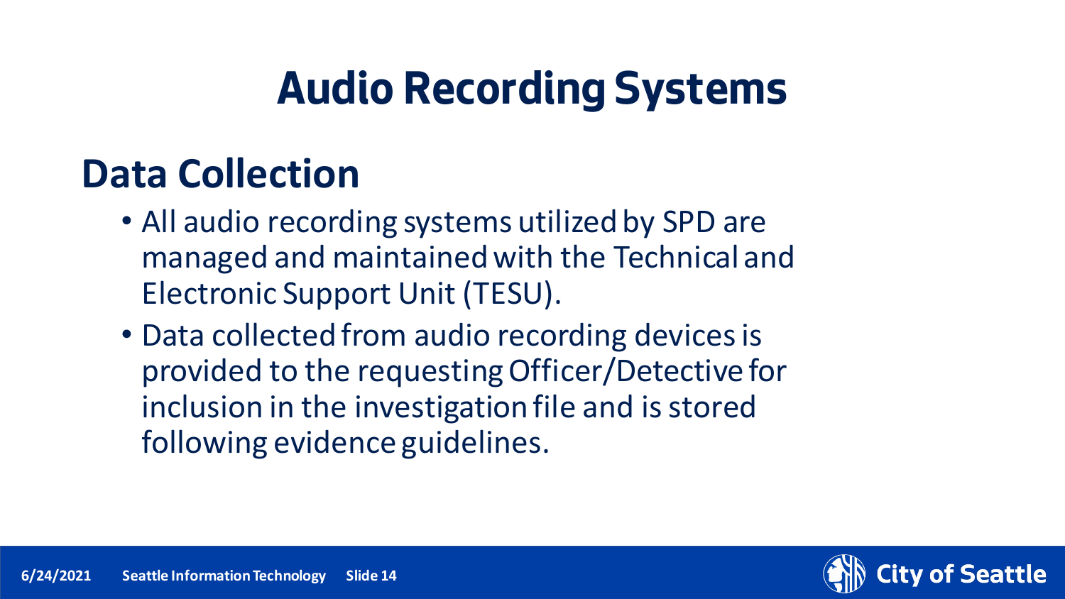# Audio Recording Systems

## Data Collection

- All audio recording systems utilized by SPD are managed and maintained with the Technical and Electronic Support Unit (TESU).
- Data collected from audio recording devices is provided to the requesting Officer/Detective for inclusion in the investigation file and is stored following evidence guidelines.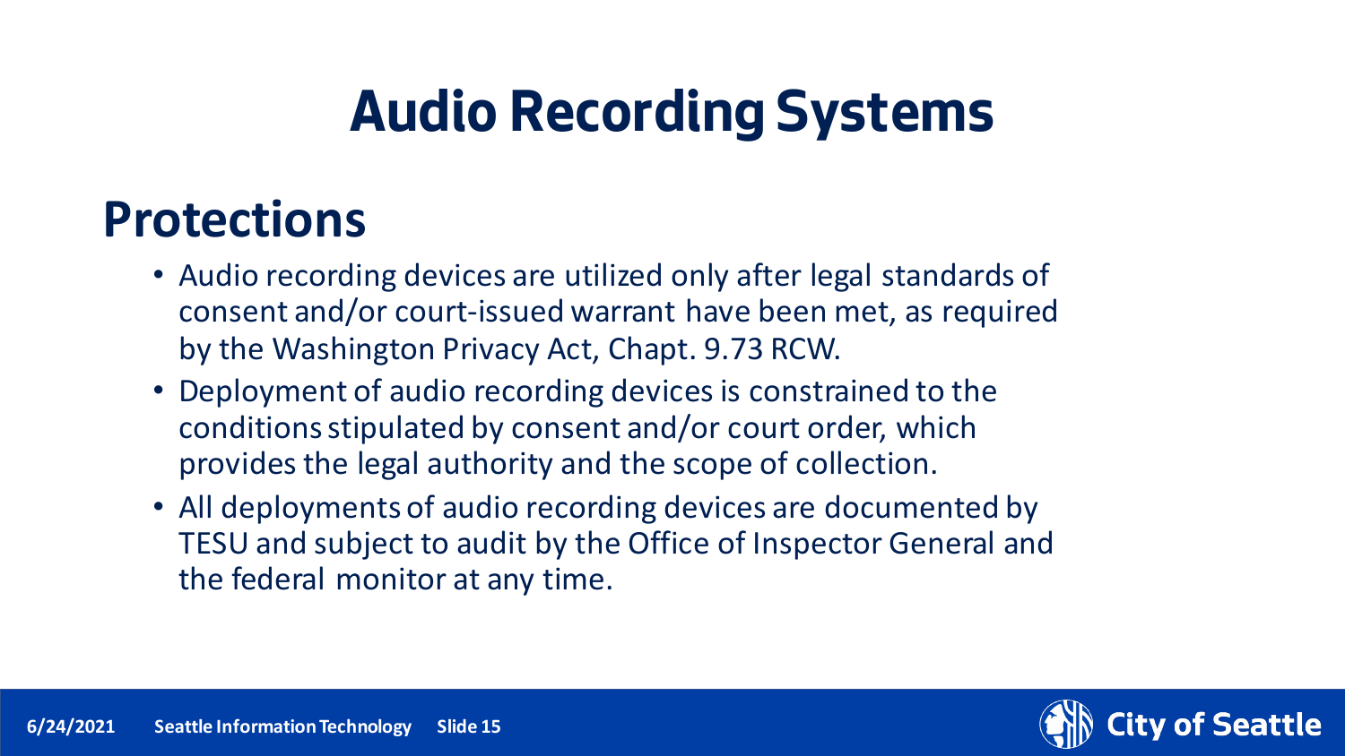# Audio Recording Systems

## Protections

- Audio recording devices are utilized only after legal standards of consent and/or court-issued warrant have been met, as required by the Washington Privacy Act, Chapt. 9.73 RCW.
- Deployment of audio recording devices is constrained to the conditions stipulated by consent and/or court order, which provides the legal authority and the scope of collection.
- All deployments of audio recording devices are documented by TESU and subject to audit by the Office of Inspector General and the federal monitor at any time.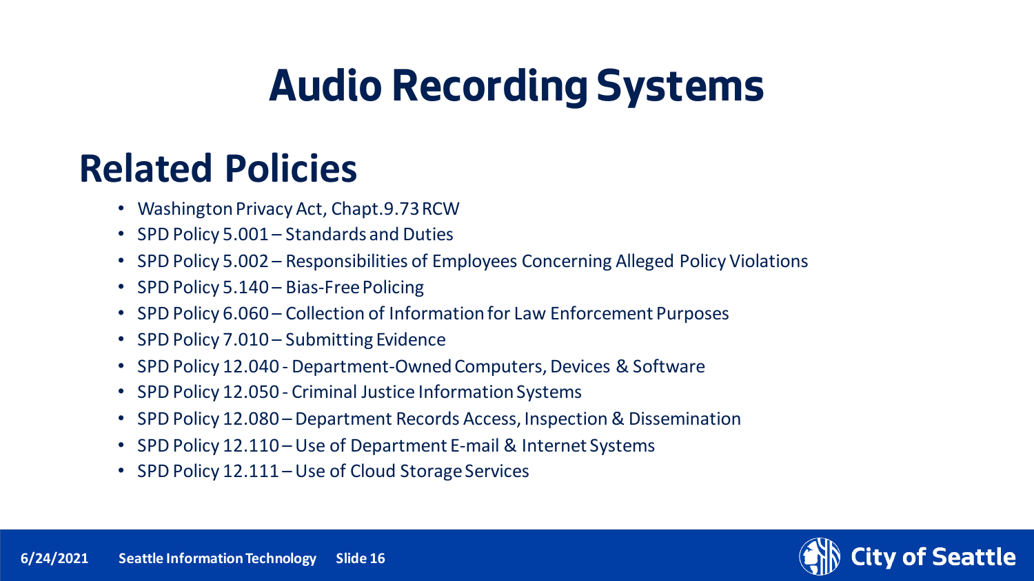# Audio Recording Systems

## Related Policies

- Washington Privacy Act, Chapt.9.73 RCW
- SPD Policy 5.001 – Standards and Duties
- SPD Policy 5.002 – Responsibilities of Employees Concerning Alleged Policy Violations
- SPD Policy 5.140 – Bias-Free Policing
- SPD Policy 6.060 – Collection of Information for Law Enforcement Purposes
- SPD Policy 7.010 – Submitting Evidence
- SPD Policy 12.040 - Department-Owned Computers, Devices & Software
- SPD Policy 12.050 - Criminal Justice Information Systems
- SPD Policy 12.080 – Department Records Access, Inspection & Dissemination
- SPD Policy 12.110 – Use of Department E-mail & Internet Systems
- SPD Policy 12.111 – Use of Cloud Storage Services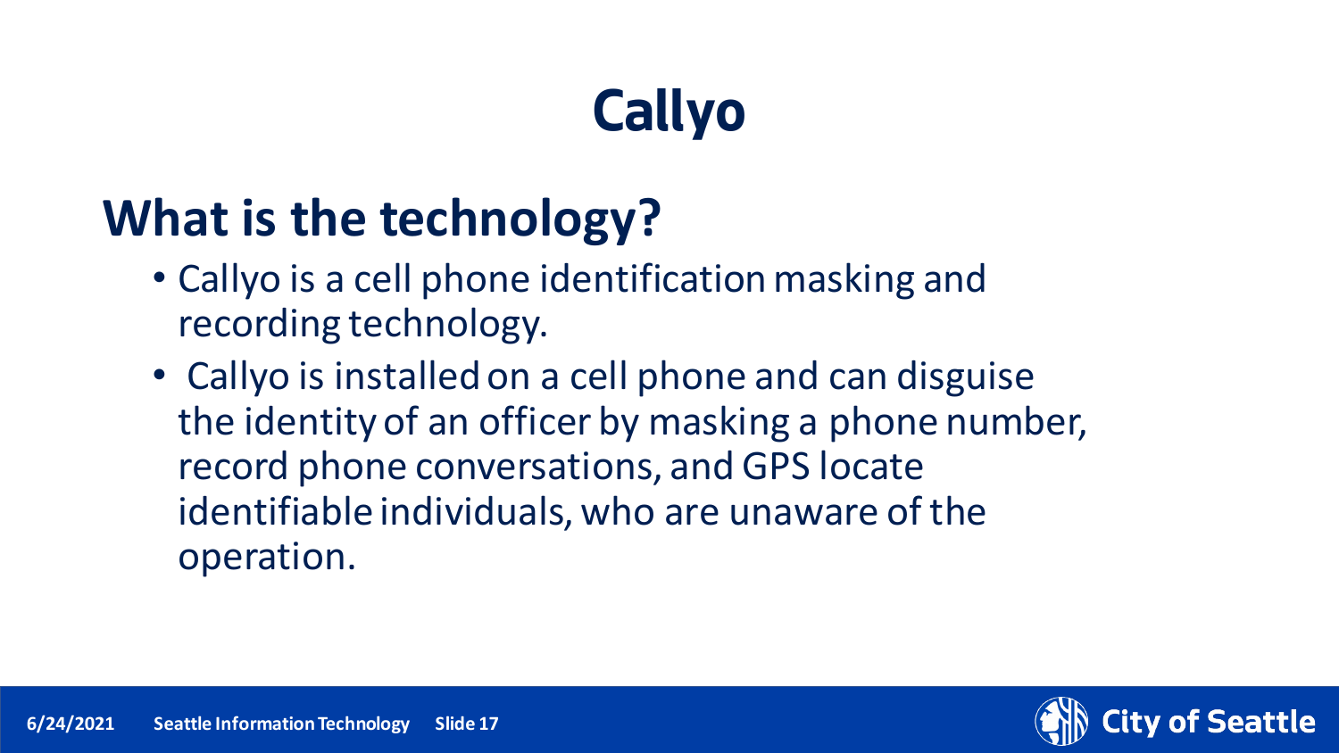# Callyo

## What is the technology?

- Callyo is a cell phone identification masking and recording technology.
- Callyo is installed on a cell phone and can disguise the identity of an officer by masking a phone number, record phone conversations, and GPS locate identifiable individuals, who are unaware of the operation.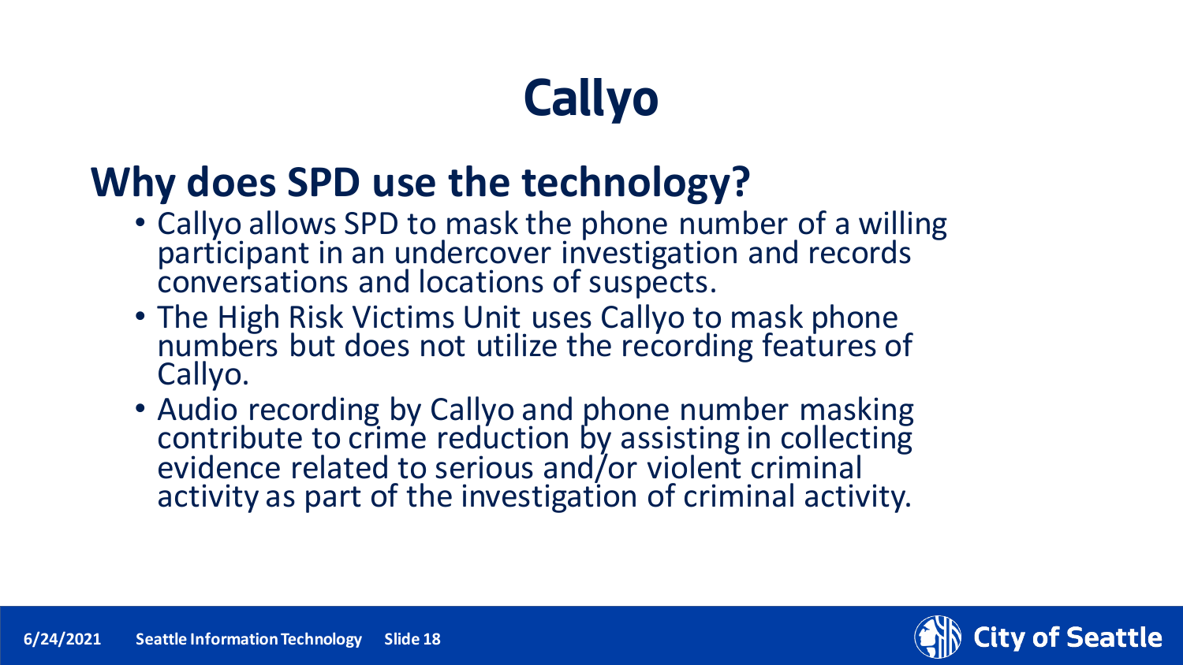# Callyo

## Why does SPD use the technology?

- Callyo allows SPD to mask the phone number of a willing participant in an undercover investigation and records conversations and locations of suspects.
- The High Risk Victims Unit uses Callyo to mask phone numbers but does not utilize the recording features of Callyo.
- Audio recording by Callyo and phone number masking contribute to crime reduction by assisting in collecting evidence related to serious and/or violent criminal activity as part of the investigation of criminal activity.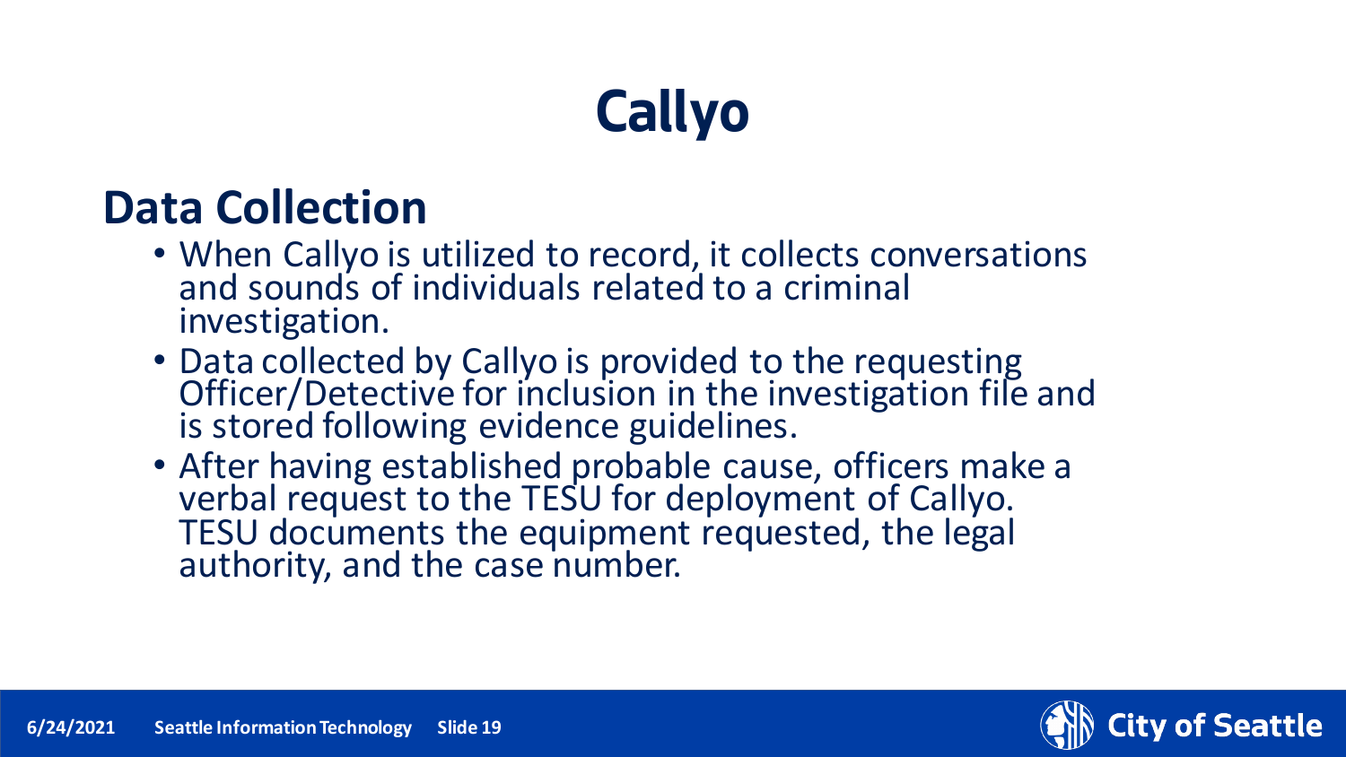# Callyo

## Data Collection

- When Callyo is utilized to record, it collects conversations and sounds of individuals related to a criminal investigation.
- Data collected by Callyo is provided to the requesting Officer/Detective for inclusion in the investigation file and is stored following evidence guidelines.
- After having established probable cause, officers make a verbal request to the TESU for deployment of Callyo. TESU documents the equipment requested, the legal authority, and the case number.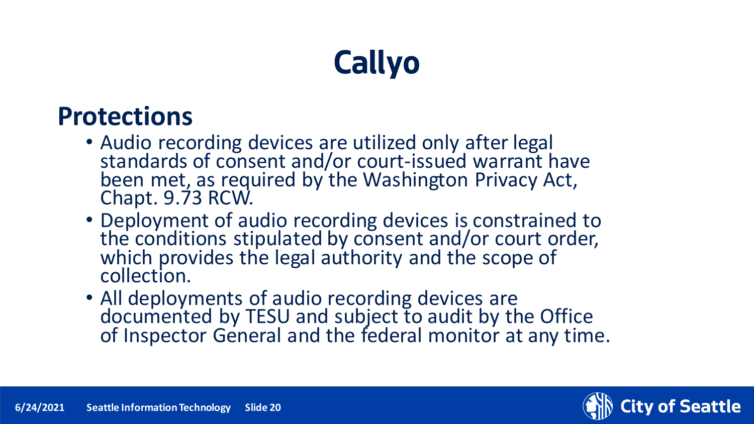# Callyo

## Protections

- Audio recording devices are utilized only after legal standards of consent and/or court-issued warrant have been met, as required by the Washington Privacy Act, Chapt. 9.73 RCW.
- Deployment of audio recording devices is constrained to the conditions stipulated by consent and/or court order, which provides the legal authority and the scope of collection.
- All deployments of audio recording devices are documented by TESU and subject to audit by the Office of Inspector General and the federal monitor at any time.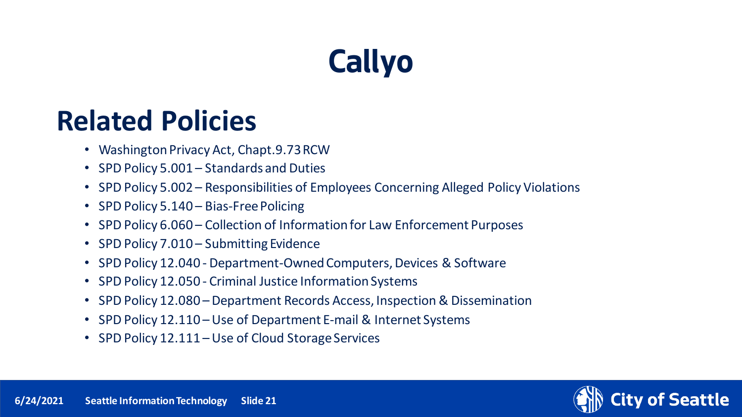# Callyo

## Related Policies

- Washington Privacy Act, Chapt.9.73 RCW
- SPD Policy 5.001 – Standards and Duties
- SPD Policy 5.002 – Responsibilities of Employees Concerning Alleged Policy Violations
- SPD Policy 5.140 – Bias-Free Policing
- SPD Policy 6.060 – Collection of Information for Law Enforcement Purposes
- SPD Policy 7.010 – Submitting Evidence
- SPD Policy 12.040 - Department-Owned Computers, Devices & Software
- SPD Policy 12.050 - Criminal Justice Information Systems
- SPD Policy 12.080 – Department Records Access, Inspection & Dissemination
- SPD Policy 12.110 – Use of Department E-mail & Internet Systems
- SPD Policy 12.111 – Use of Cloud Storage Services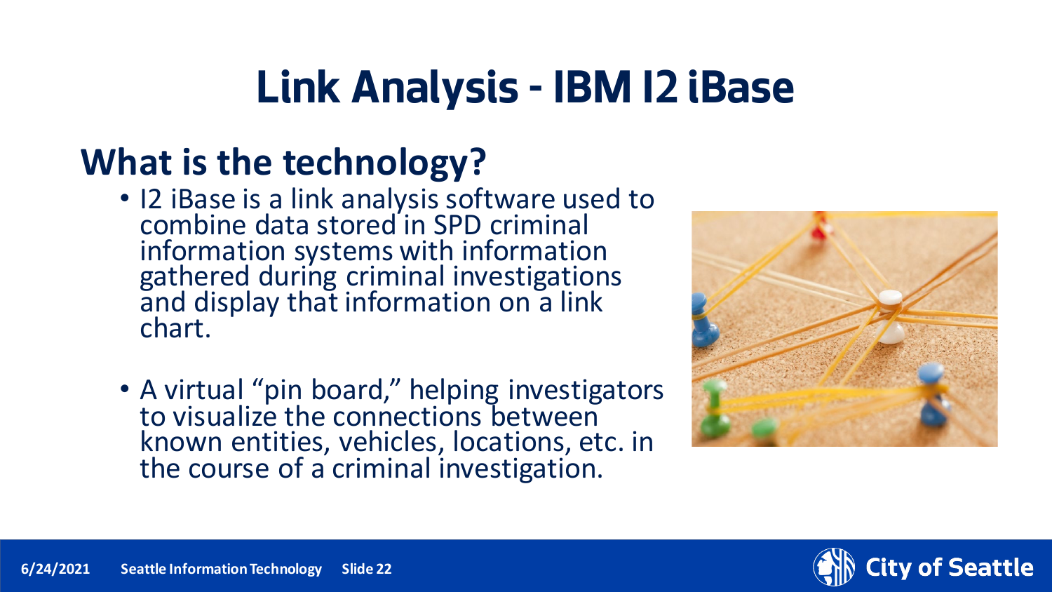# Link Analysis - IBM I2 iBase

## What is the technology?

- I2 iBase is a link analysis software used to combine data stored in SPD criminal information systems with information gathered during criminal investigations and display that information on a link chart.

- A virtual "pin board," helping investigators to visualize the connections between known entities, vehicles, locations, etc. in the course of a criminal investigation.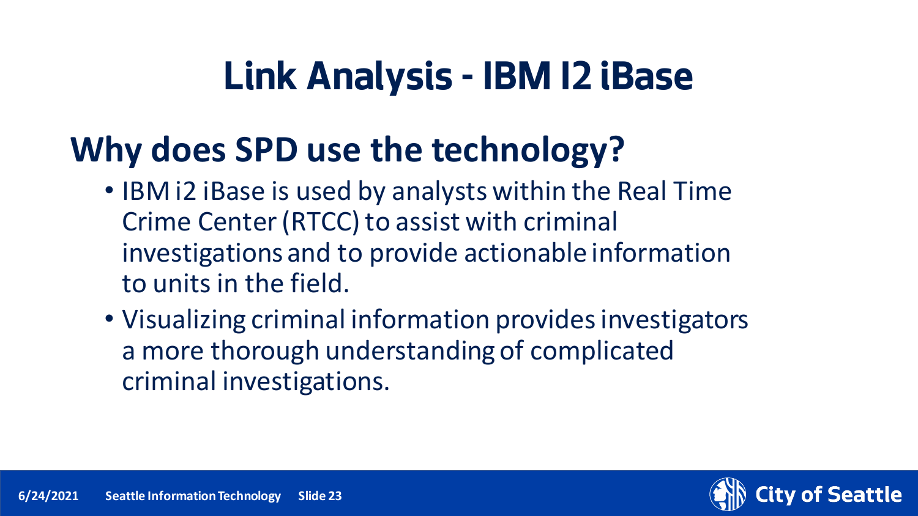# Link Analysis - IBM I2 iBase

## Why does SPD use the technology?

- IBM i2 iBase is used by analysts within the Real Time Crime Center (RTCC) to assist with criminal investigations and to provide actionable information to units in the field.
- Visualizing criminal information provides investigators a more thorough understanding of complicated criminal investigations.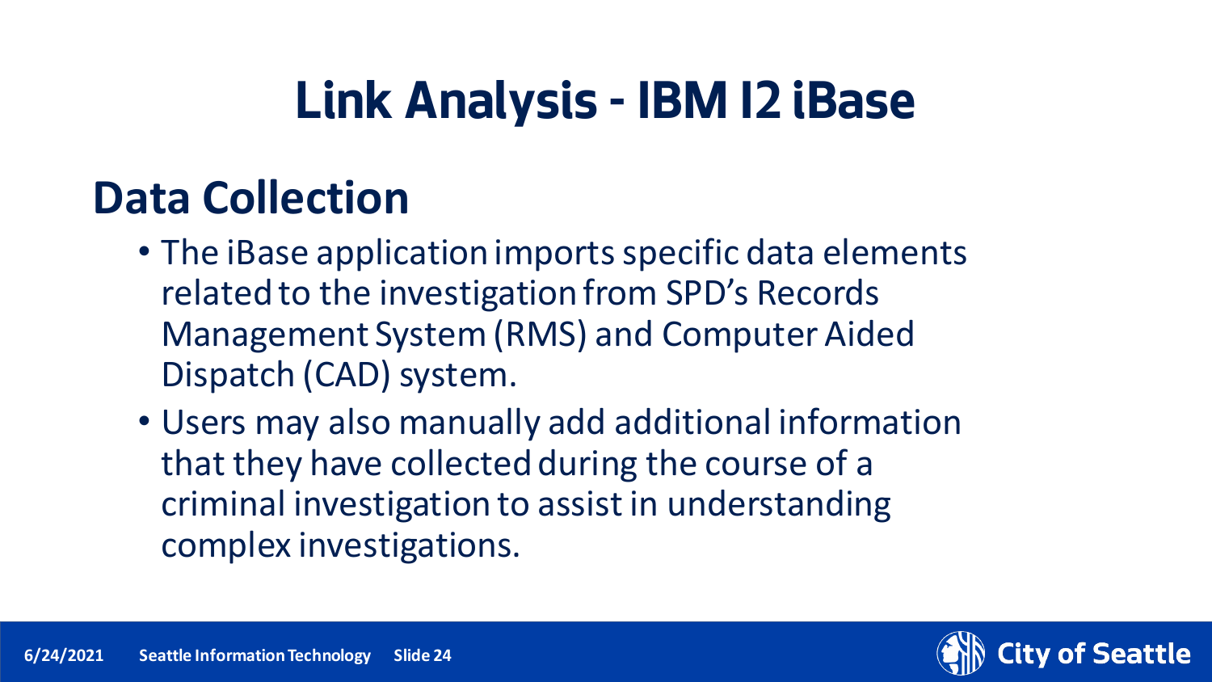# Link Analysis - IBM I2 iBase

## Data Collection

- The iBase application imports specific data elements related to the investigation from SPD's Records Management System (RMS) and Computer Aided Dispatch (CAD) system.
- Users may also manually add additional information that they have collected during the course of a criminal investigation to assist in understanding complex investigations.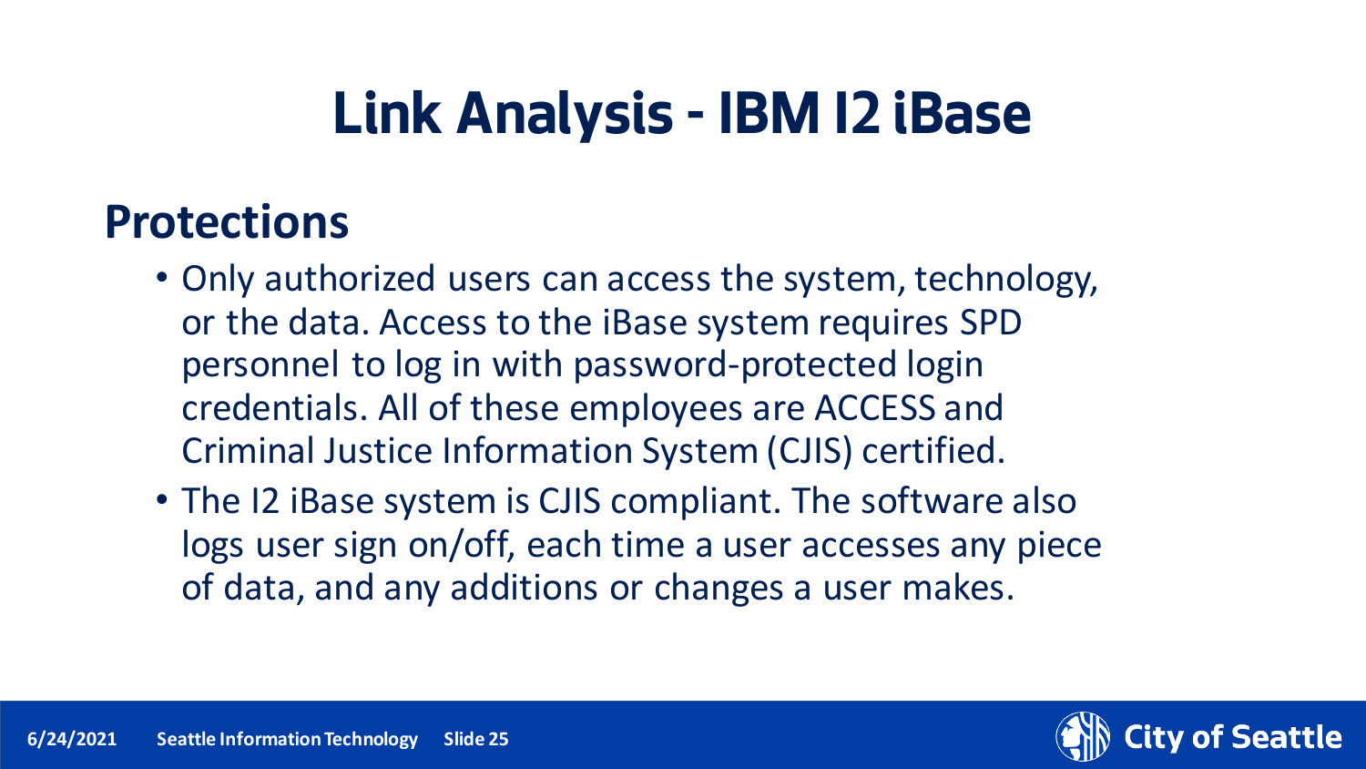# Link Analysis - IBM I2 iBase

## Protections

- Only authorized users can access the system, technology, or the data. Access to the iBase system requires SPD personnel to log in with password-protected login credentials. All of these employees are ACCESS and Criminal Justice Information System (CJIS) certified.
- The I2 iBase system is CJIS compliant. The software also logs user sign on/off, each time a user accesses any piece of data, and any additions or changes a user makes.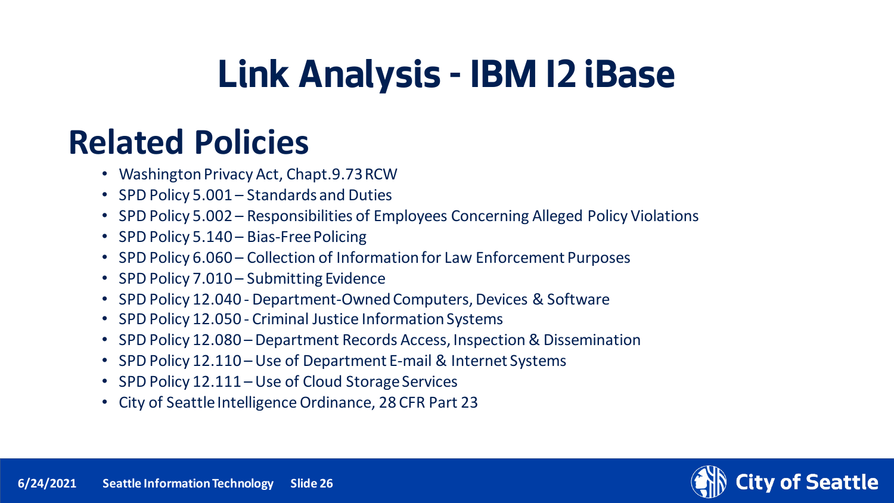# Link Analysis - IBM I2 iBase

## Related Policies

- Washington Privacy Act, Chapt.9.73 RCW
- SPD Policy 5.001 – Standards and Duties
- SPD Policy 5.002 – Responsibilities of Employees Concerning Alleged Policy Violations
- SPD Policy 5.140 – Bias-Free Policing
- SPD Policy 6.060 – Collection of Information for Law Enforcement Purposes
- SPD Policy 7.010 – Submitting Evidence
- SPD Policy 12.040 - Department-Owned Computers, Devices & Software
- SPD Policy 12.050 - Criminal Justice Information Systems
- SPD Policy 12.080 – Department Records Access, Inspection & Dissemination
- SPD Policy 12.110 – Use of Department E-mail & Internet Systems
- SPD Policy 12.111 – Use of Cloud Storage Services
- City of Seattle Intelligence Ordinance, 28 CFR Part 23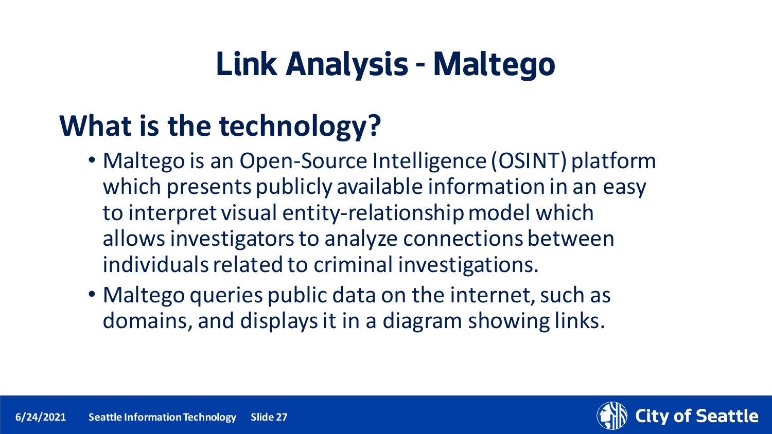# Link Analysis - Maltego

## What is the technology?

- Maltego is an Open-Source Intelligence (OSINT) platform which presents publicly available information in an easy to interpret visual entity-relationship model which allows investigators to analyze connections between individuals related to criminal investigations.
- Maltego queries public data on the internet, such as domains, and displays it in a diagram showing links.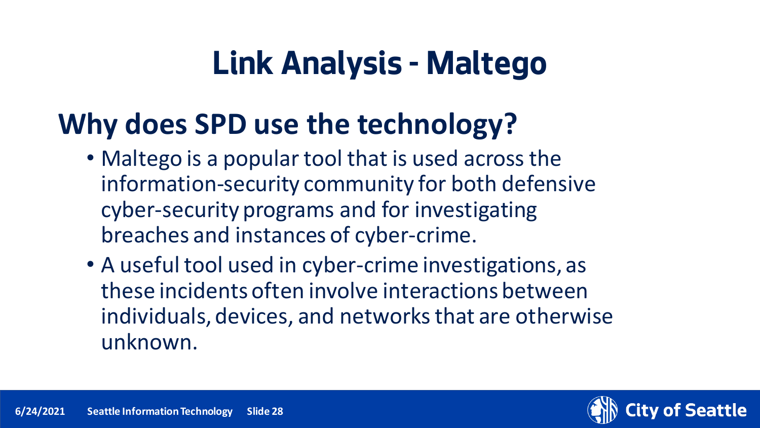# Link Analysis - Maltego

## Why does SPD use the technology?

- Maltego is a popular tool that is used across the information-security community for both defensive cyber-security programs and for investigating breaches and instances of cyber-crime.
- A useful tool used in cyber-crime investigations, as these incidents often involve interactions between individuals, devices, and networks that are otherwise unknown.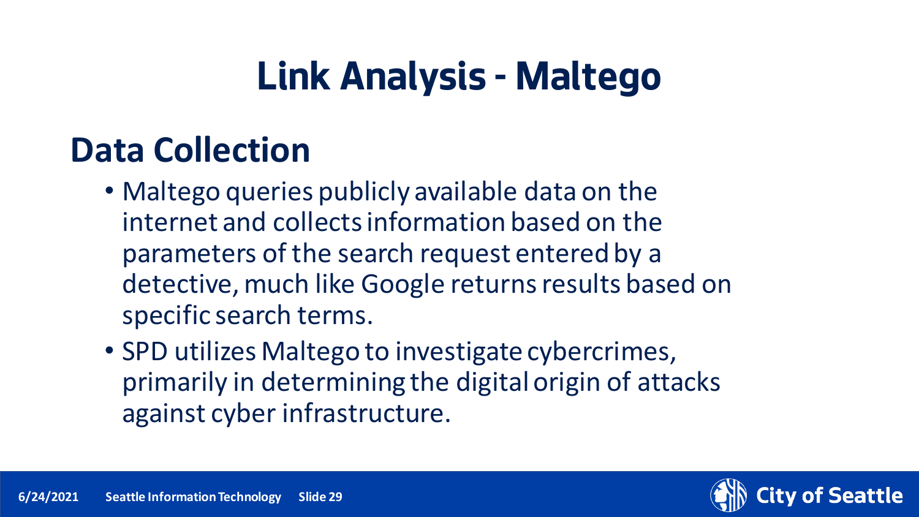# Link Analysis - Maltego

## Data Collection

- Maltego queries publicly available data on the internet and collects information based on the parameters of the search request entered by a detective, much like Google returns results based on specific search terms.
- SPD utilizes Maltego to investigate cybercrimes, primarily in determining the digital origin of attacks against cyber infrastructure.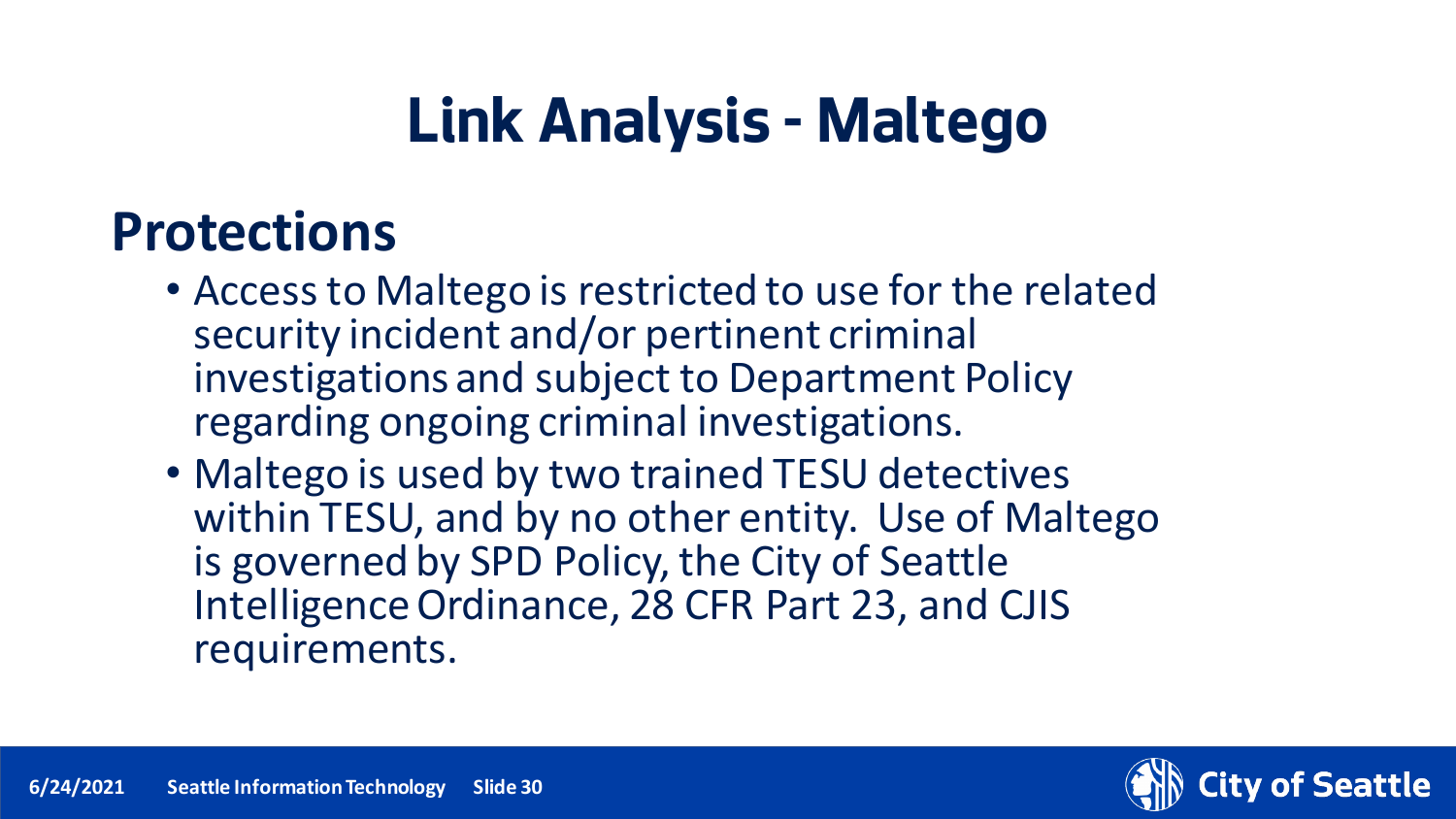# Link Analysis - Maltego

## Protections

- Access to Maltego is restricted to use for the related security incident and/or pertinent criminal investigations and subject to Department Policy regarding ongoing criminal investigations.
- Maltego is used by two trained TESU detectives within TESU, and by no other entity. Use of Maltego is governed by SPD Policy, the City of Seattle Intelligence Ordinance, 28 CFR Part 23, and CJIS requirements.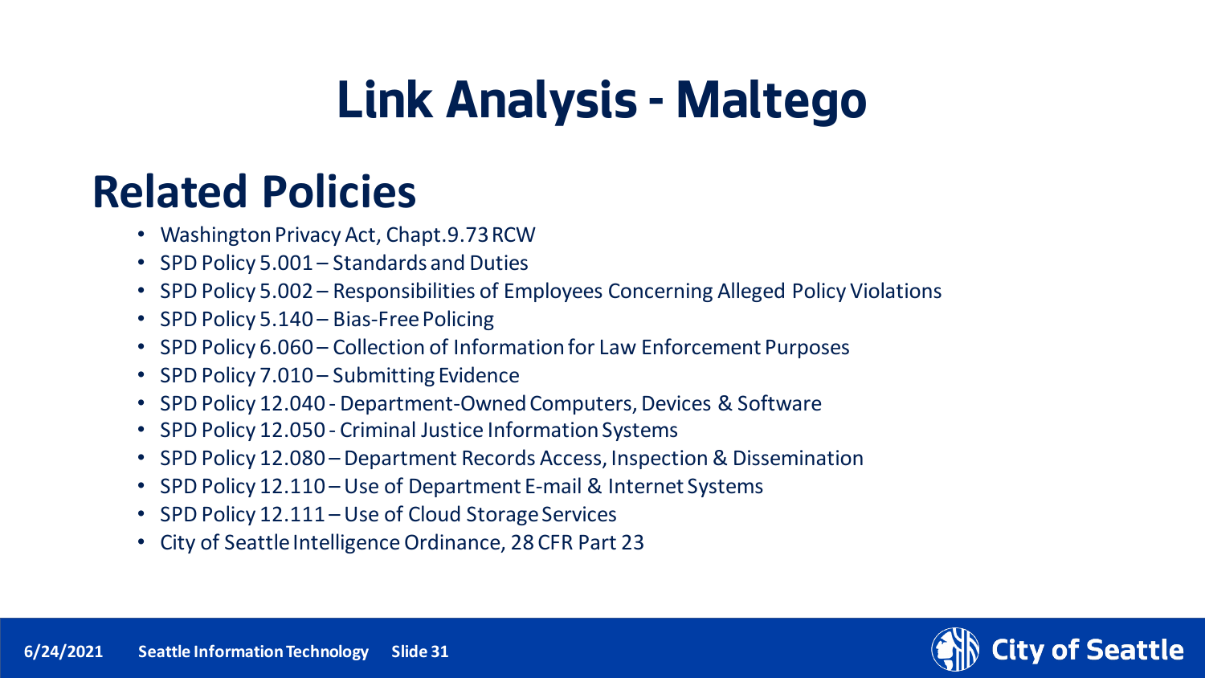# Link Analysis - Maltego

## Related Policies

- Washington Privacy Act, Chapt.9.73 RCW
- SPD Policy 5.001 – Standards and Duties
- SPD Policy 5.002 – Responsibilities of Employees Concerning Alleged Policy Violations
- SPD Policy 5.140 – Bias-Free Policing
- SPD Policy 6.060 – Collection of Information for Law Enforcement Purposes
- SPD Policy 7.010 – Submitting Evidence
- SPD Policy 12.040 - Department-Owned Computers, Devices & Software
- SPD Policy 12.050 - Criminal Justice Information Systems
- SPD Policy 12.080 – Department Records Access, Inspection & Dissemination
- SPD Policy 12.110 – Use of Department E-mail & Internet Systems
- SPD Policy 12.111 – Use of Cloud Storage Services
- City of Seattle Intelligence Ordinance, 28 CFR Part 23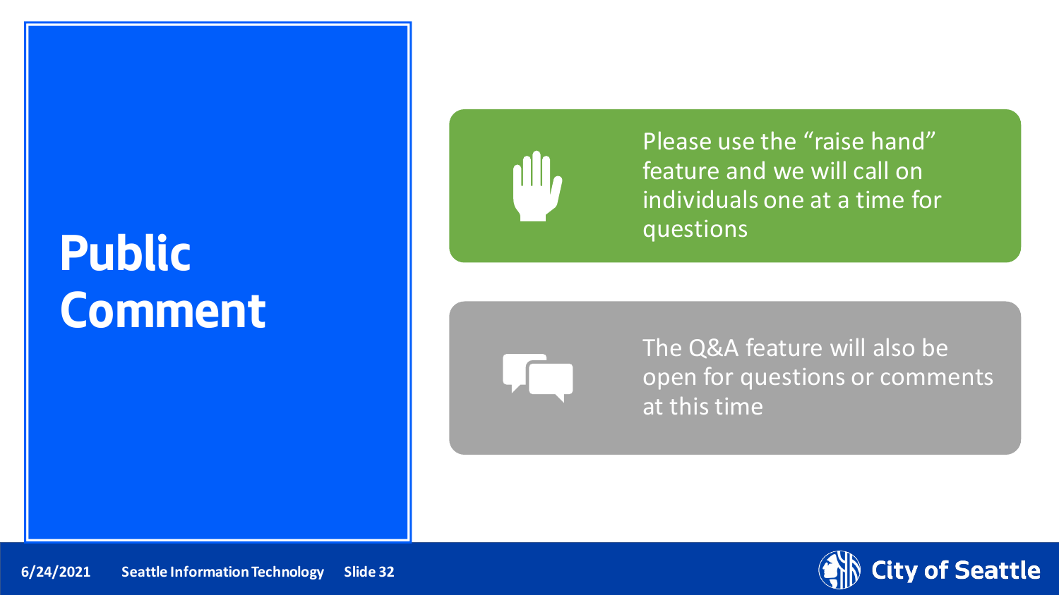# Public Comment

Please use the “raise hand” feature and we will call on individuals one at a time for questions

The Q&A feature will also be open for questions or comments at this time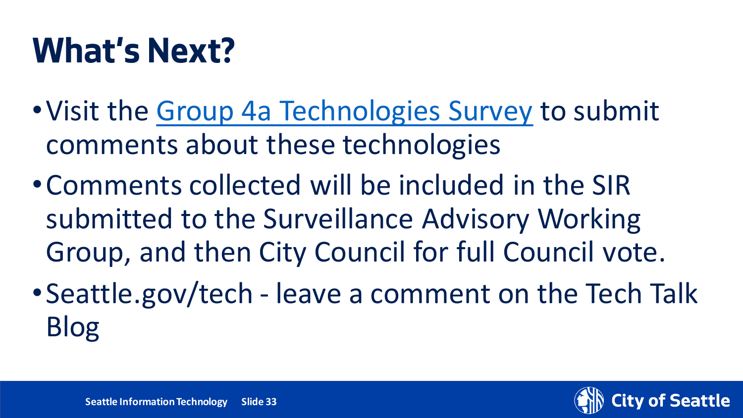# What's Next?

- Visit the Group 4a Technologies Survey to submit comments about these technologies
- Comments collected will be included in the SIR submitted to the Surveillance Advisory Working Group, and then City Council for full Council vote.
- Seattle.gov/tech - leave a comment on the Tech Talk Blog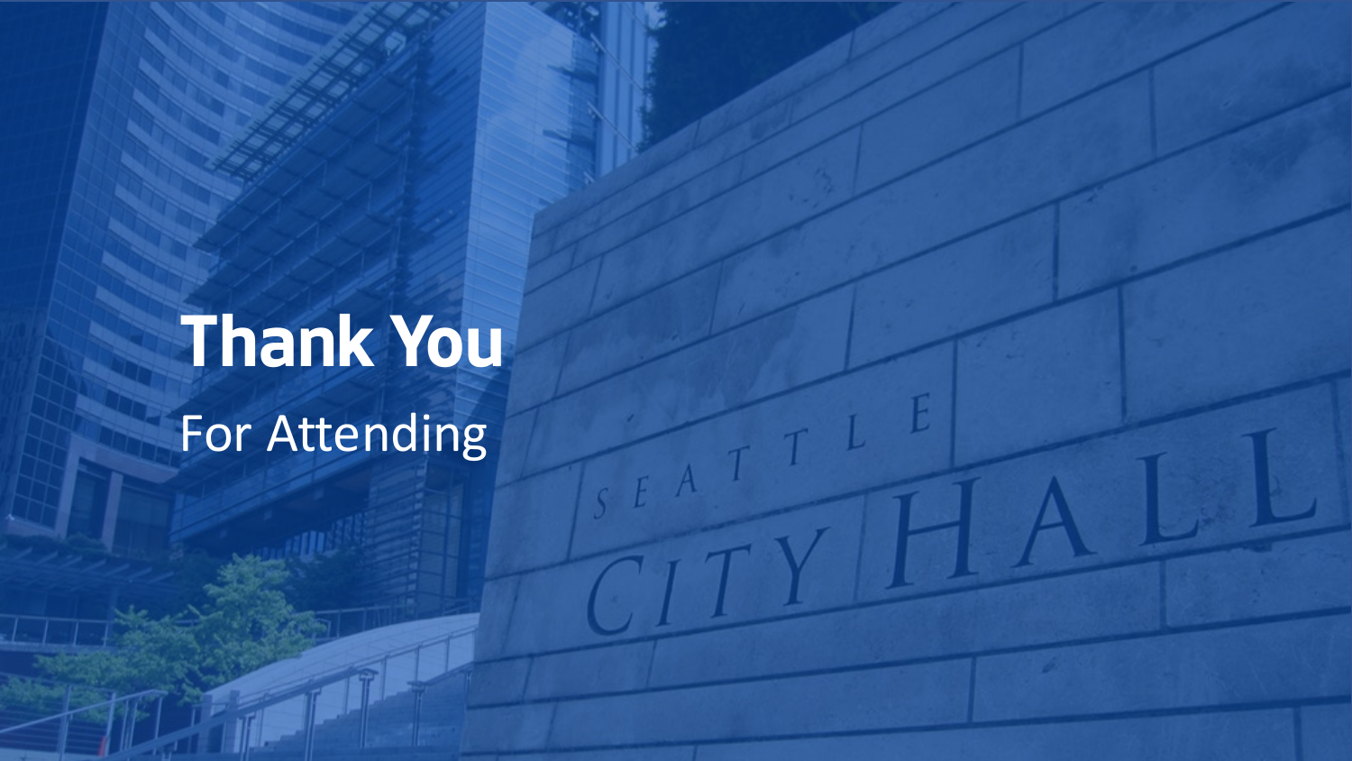# Thank You

For Attending